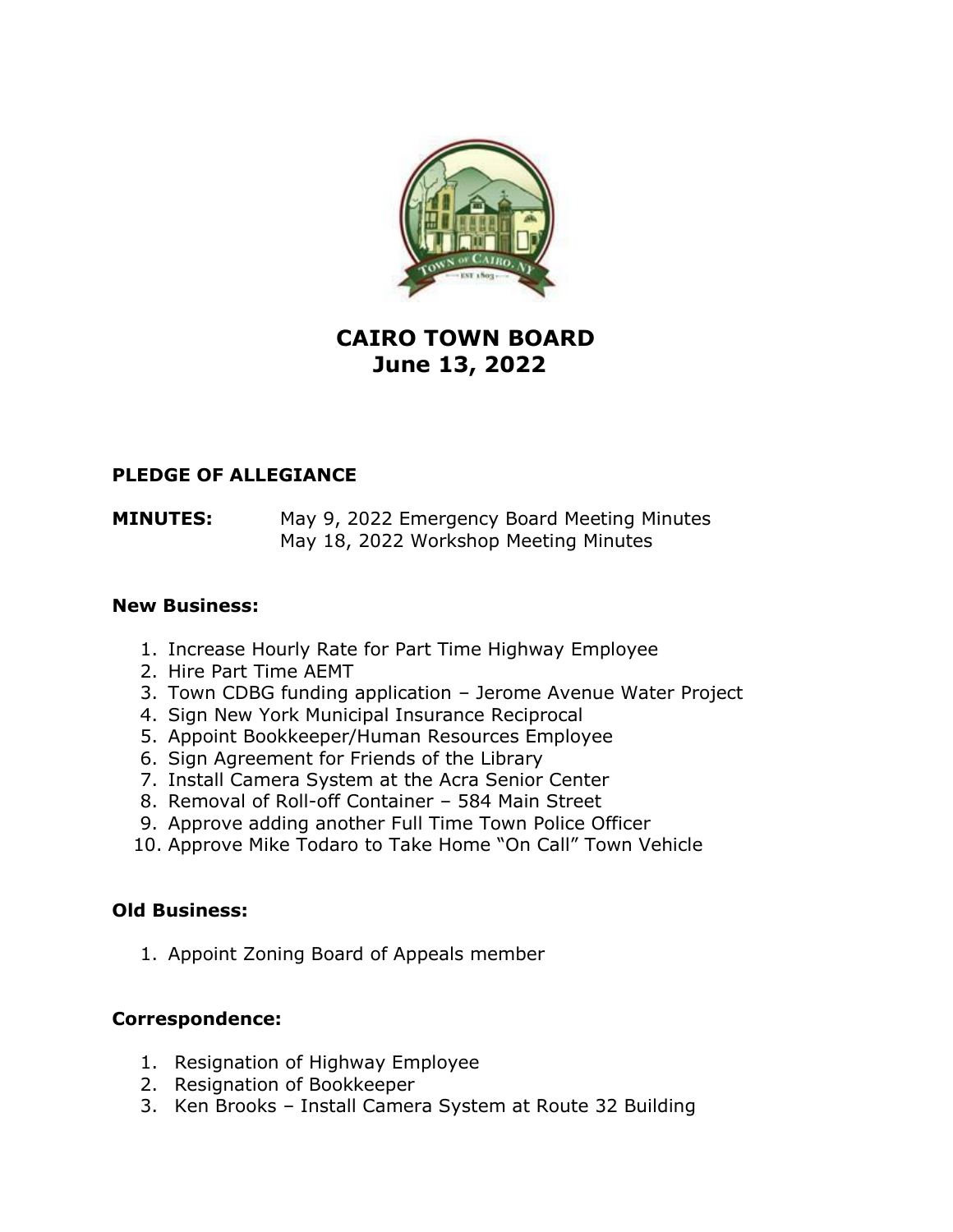# CAIRO TOWN BOARD
## June 13, 2022

**PLEDGE OF ALLEGIANCE**

**MINUTES:** May 9, 2022 Emergency Board Meeting Minutes
May 18, 2022 Workshop Meeting Minutes

**New Business:**

1. Increase Hourly Rate for Part Time Highway Employee
2. Hire Part Time AEMT
3. Town CDBG funding application – Jerome Avenue Water Project
4. Sign New York Municipal Insurance Reciprocal
5. Appoint Bookkeeper/Human Resources Employee
6. Sign Agreement for Friends of the Library
7. Install Camera System at the Acra Senior Center
8. Removal of Roll-off Container – 584 Main Street
9. Approve adding another Full Time Town Police Officer
10. Approve Mike Todaro to Take Home "On Call" Town Vehicle

**Old Business:**

1. Appoint Zoning Board of Appeals member

**Correspondence:**

1. Resignation of Highway Employee
2. Resignation of Bookkeeper
3. Ken Brooks – Install Camera System at Route 32 Building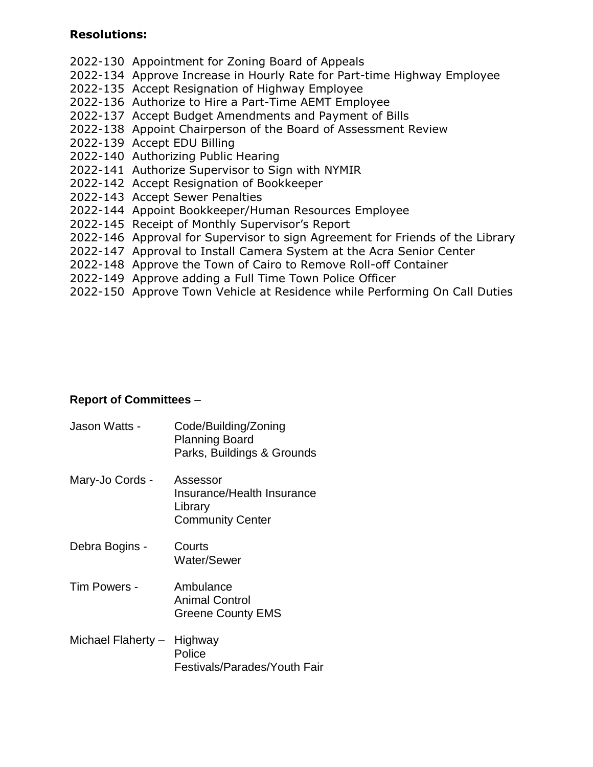**Resolutions:**

2022-130 Appointment for Zoning Board of Appeals
2022-134 Approve Increase in Hourly Rate for Part-time Highway Employee
2022-135 Accept Resignation of Highway Employee
2022-136 Authorize to Hire a Part-Time AEMT Employee
2022-137 Accept Budget Amendments and Payment of Bills
2022-138 Appoint Chairperson of the Board of Assessment Review
2022-139 Accept EDU Billing
2022-140 Authorizing Public Hearing
2022-141 Authorize Supervisor to Sign with NYMIR
2022-142 Accept Resignation of Bookkeeper
2022-143 Accept Sewer Penalties
2022-144 Appoint Bookkeeper/Human Resources Employee
2022-145 Receipt of Monthly Supervisor's Report
2022-146 Approval for Supervisor to sign Agreement for Friends of the Library
2022-147 Approval to Install Camera System at the Acra Senior Center
2022-148 Approve the Town of Cairo to Remove Roll-off Container
2022-149 Approve adding a Full Time Town Police Officer
2022-150 Approve Town Vehicle at Residence while Performing On Call Duties

**Report of Committees** –

Jason Watts - Code/Building/Zoning
Planning Board
Parks, Buildings & Grounds

Mary-Jo Cords - Assessor
Insurance/Health Insurance
Library
Community Center

Debra Bogins - Courts
Water/Sewer

Tim Powers - Ambulance
Animal Control
Greene County EMS

Michael Flaherty – Highway
Police
Festivals/Parades/Youth Fair